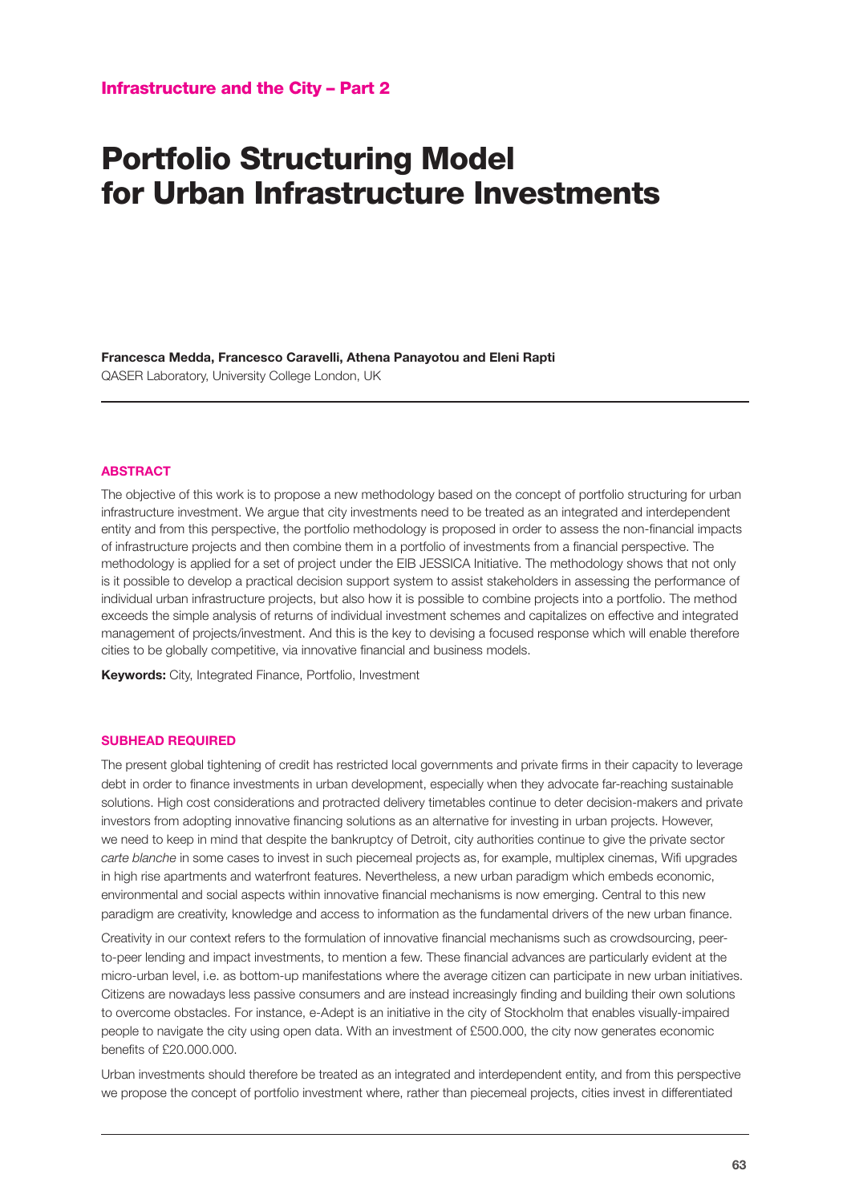Infrastructure and the City – Part 2

# Portfolio Structuring Model for Urban Infrastructure Investments

**Francesca Medda, Francesco Caravelli, Athena Panayotou and Eleni Rapti**
QASER Laboratory, University College London, UK

## ABSTRACT

The objective of this work is to propose a new methodology based on the concept of portfolio structuring for urban infrastructure investment. We argue that city investments need to be treated as an integrated and interdependent entity and from this perspective, the portfolio methodology is proposed in order to assess the non-financial impacts of infrastructure projects and then combine them in a portfolio of investments from a financial perspective. The methodology is applied for a set of project under the EIB JESSICA Initiative. The methodology shows that not only is it possible to develop a practical decision support system to assist stakeholders in assessing the performance of individual urban infrastructure projects, but also how it is possible to combine projects into a portfolio. The method exceeds the simple analysis of returns of individual investment schemes and capitalizes on effective and integrated management of projects/investment. And this is the key to devising a focused response which will enable therefore cities to be globally competitive, via innovative financial and business models.

**Keywords:** City, Integrated Finance, Portfolio, Investment

## SUBHEAD REQUIRED

The present global tightening of credit has restricted local governments and private firms in their capacity to leverage debt in order to finance investments in urban development, especially when they advocate far-reaching sustainable solutions. High cost considerations and protracted delivery timetables continue to deter decision-makers and private investors from adopting innovative financing solutions as an alternative for investing in urban projects. However, we need to keep in mind that despite the bankruptcy of Detroit, city authorities continue to give the private sector *carte blanche* in some cases to invest in such piecemeal projects as, for example, multiplex cinemas, Wifi upgrades in high rise apartments and waterfront features. Nevertheless, a new urban paradigm which embeds economic, environmental and social aspects within innovative financial mechanisms is now emerging. Central to this new paradigm are creativity, knowledge and access to information as the fundamental drivers of the new urban finance.

Creativity in our context refers to the formulation of innovative financial mechanisms such as crowdsourcing, peer-to-peer lending and impact investments, to mention a few. These financial advances are particularly evident at the micro-urban level, i.e. as bottom-up manifestations where the average citizen can participate in new urban initiatives. Citizens are nowadays less passive consumers and are instead increasingly finding and building their own solutions to overcome obstacles. For instance, e-Adept is an initiative in the city of Stockholm that enables visually-impaired people to navigate the city using open data. With an investment of £500.000, the city now generates economic benefits of £20.000.000.

Urban investments should therefore be treated as an integrated and interdependent entity, and from this perspective we propose the concept of portfolio investment where, rather than piecemeal projects, cities invest in differentiated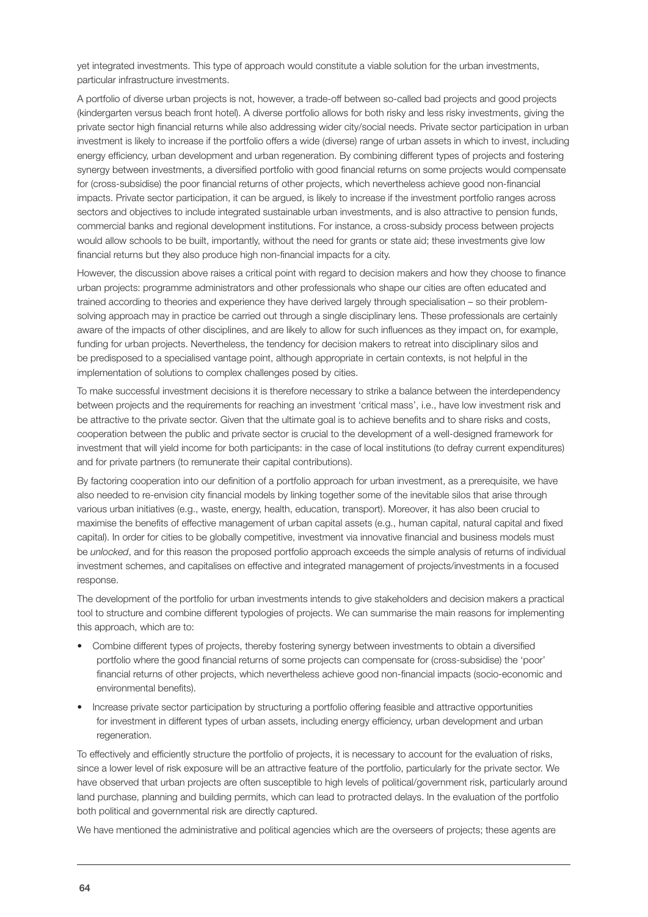yet integrated investments. This type of approach would constitute a viable solution for the urban investments, particular infrastructure investments.

A portfolio of diverse urban projects is not, however, a trade-off between so-called bad projects and good projects (kindergarten versus beach front hotel). A diverse portfolio allows for both risky and less risky investments, giving the private sector high financial returns while also addressing wider city/social needs. Private sector participation in urban investment is likely to increase if the portfolio offers a wide (diverse) range of urban assets in which to invest, including energy efficiency, urban development and urban regeneration. By combining different types of projects and fostering synergy between investments, a diversified portfolio with good financial returns on some projects would compensate for (cross-subsidise) the poor financial returns of other projects, which nevertheless achieve good non-financial impacts. Private sector participation, it can be argued, is likely to increase if the investment portfolio ranges across sectors and objectives to include integrated sustainable urban investments, and is also attractive to pension funds, commercial banks and regional development institutions. For instance, a cross-subsidy process between projects would allow schools to be built, importantly, without the need for grants or state aid; these investments give low financial returns but they also produce high non-financial impacts for a city.

However, the discussion above raises a critical point with regard to decision makers and how they choose to finance urban projects: programme administrators and other professionals who shape our cities are often educated and trained according to theories and experience they have derived largely through specialisation – so their problem-solving approach may in practice be carried out through a single disciplinary lens. These professionals are certainly aware of the impacts of other disciplines, and are likely to allow for such influences as they impact on, for example, funding for urban projects. Nevertheless, the tendency for decision makers to retreat into disciplinary silos and be predisposed to a specialised vantage point, although appropriate in certain contexts, is not helpful in the implementation of solutions to complex challenges posed by cities.

To make successful investment decisions it is therefore necessary to strike a balance between the interdependency between projects and the requirements for reaching an investment 'critical mass', i.e., have low investment risk and be attractive to the private sector. Given that the ultimate goal is to achieve benefits and to share risks and costs, cooperation between the public and private sector is crucial to the development of a well-designed framework for investment that will yield income for both participants: in the case of local institutions (to defray current expenditures) and for private partners (to remunerate their capital contributions).

By factoring cooperation into our definition of a portfolio approach for urban investment, as a prerequisite, we have also needed to re-envision city financial models by linking together some of the inevitable silos that arise through various urban initiatives (e.g., waste, energy, health, education, transport). Moreover, it has also been crucial to maximise the benefits of effective management of urban capital assets (e.g., human capital, natural capital and fixed capital). In order for cities to be globally competitive, investment via innovative financial and business models must be *unlocked*, and for this reason the proposed portfolio approach exceeds the simple analysis of returns of individual investment schemes, and capitalises on effective and integrated management of projects/investments in a focused response.

The development of the portfolio for urban investments intends to give stakeholders and decision makers a practical tool to structure and combine different typologies of projects. We can summarise the main reasons for implementing this approach, which are to:

- Combine different types of projects, thereby fostering synergy between investments to obtain a diversified portfolio where the good financial returns of some projects can compensate for (cross-subsidise) the 'poor' financial returns of other projects, which nevertheless achieve good non-financial impacts (socio-economic and environmental benefits).
- Increase private sector participation by structuring a portfolio offering feasible and attractive opportunities for investment in different types of urban assets, including energy efficiency, urban development and urban regeneration.

To effectively and efficiently structure the portfolio of projects, it is necessary to account for the evaluation of risks, since a lower level of risk exposure will be an attractive feature of the portfolio, particularly for the private sector. We have observed that urban projects are often susceptible to high levels of political/government risk, particularly around land purchase, planning and building permits, which can lead to protracted delays. In the evaluation of the portfolio both political and governmental risk are directly captured.

We have mentioned the administrative and political agencies which are the overseers of projects; these agents are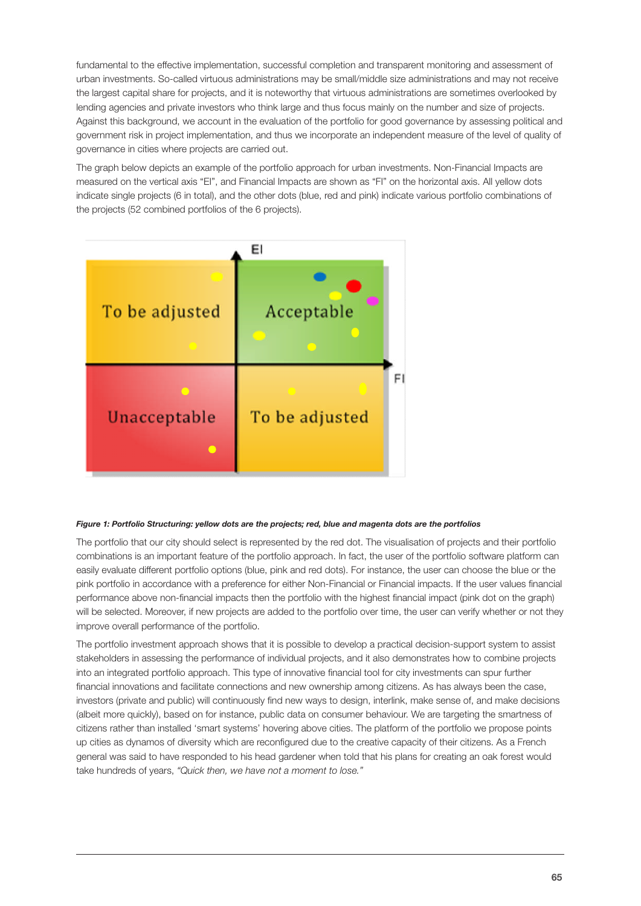fundamental to the effective implementation, successful completion and transparent monitoring and assessment of urban investments. So-called virtuous administrations may be small/middle size administrations and may not receive the largest capital share for projects, and it is noteworthy that virtuous administrations are sometimes overlooked by lending agencies and private investors who think large and thus focus mainly on the number and size of projects. Against this background, we account in the evaluation of the portfolio for good governance by assessing political and government risk in project implementation, and thus we incorporate an independent measure of the level of quality of governance in cities where projects are carried out.

The graph below depicts an example of the portfolio approach for urban investments. Non-Financial Impacts are measured on the vertical axis "EI", and Financial Impacts are shown as "FI" on the horizontal axis. All yellow dots indicate single projects (6 in total), and the other dots (blue, red and pink) indicate various portfolio combinations of the projects (52 combined portfolios of the 6 projects).

EI

To be adjusted

Acceptable

FI

Unacceptable

To be adjusted

*Figure 1: Portfolio Structuring: yellow dots are the projects; red, blue and magenta dots are the portfolios*

The portfolio that our city should select is represented by the red dot. The visualisation of projects and their portfolio combinations is an important feature of the portfolio approach. In fact, the user of the portfolio software platform can easily evaluate different portfolio options (blue, pink and red dots). For instance, the user can choose the blue or the pink portfolio in accordance with a preference for either Non-Financial or Financial impacts. If the user values financial performance above non-financial impacts then the portfolio with the highest financial impact (pink dot on the graph) will be selected. Moreover, if new projects are added to the portfolio over time, the user can verify whether or not they improve overall performance of the portfolio.

The portfolio investment approach shows that it is possible to develop a practical decision-support system to assist stakeholders in assessing the performance of individual projects, and it also demonstrates how to combine projects into an integrated portfolio approach. This type of innovative financial tool for city investments can spur further financial innovations and facilitate connections and new ownership among citizens. As has always been the case, investors (private and public) will continuously find new ways to design, interlink, make sense of, and make decisions (albeit more quickly), based on for instance, public data on consumer behaviour. We are targeting the smartness of citizens rather than installed 'smart systems' hovering above cities. The platform of the portfolio we propose points up cities as dynamos of diversity which are reconfigured due to the creative capacity of their citizens. As a French general was said to have responded to his head gardener when told that his plans for creating an oak forest would take hundreds of years, *"Quick then, we have not a moment to lose."*